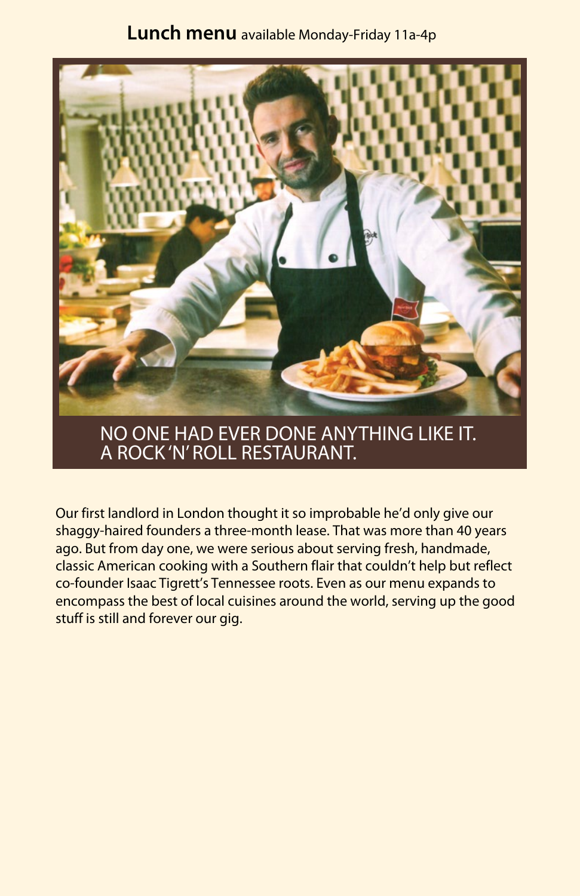**Lunch menu** available Monday-Friday 11a-4p

NO ONE HAD EVER DONE ANYTHING LIKE IT.
A ROCK 'N' ROLL RESTAURANT.

Our first landlord in London thought it so improbable he'd only give our shaggy-haired founders a three-month lease. That was more than 40 years ago. But from day one, we were serious about serving fresh, handmade, classic American cooking with a Southern flair that couldn't help but reflect co-founder Isaac Tigrett's Tennessee roots. Even as our menu expands to encompass the best of local cuisines around the world, serving up the good stuff is still and forever our gig.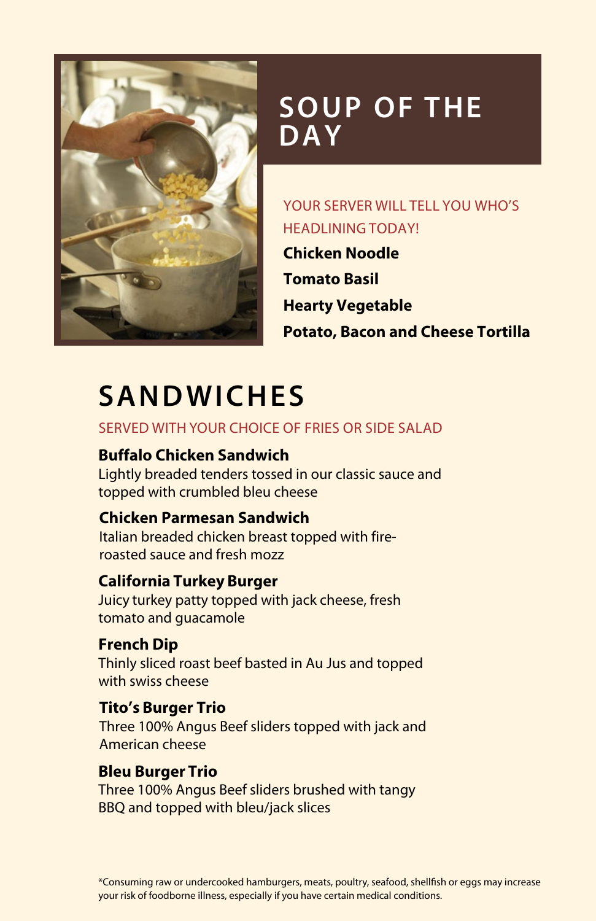# SOUP OF THE DAY

YOUR SERVER WILL TELL YOU WHO'S HEADLINING TODAY!

**Chicken Noodle**

**Tomato Basil**

**Hearty Vegetable**

**Potato, Bacon and Cheese Tortilla**

# SANDWICHES

SERVED WITH YOUR CHOICE OF FRIES OR SIDE SALAD

**Buffalo Chicken Sandwich**
Lightly breaded tenders tossed in our classic sauce and topped with crumbled bleu cheese

**Chicken Parmesan Sandwich**
Italian breaded chicken breast topped with fire-roasted sauce and fresh mozz

**California Turkey Burger**
Juicy turkey patty topped with jack cheese, fresh tomato and guacamole

**French Dip**
Thinly sliced roast beef basted in Au Jus and topped with swiss cheese

**Tito's Burger Trio**
Three 100% Angus Beef sliders topped with jack and American cheese

**Bleu Burger Trio**
Three 100% Angus Beef sliders brushed with tangy BBQ and topped with bleu/jack slices

*Consuming raw or undercooked hamburgers, meats, poultry, seafood, shellfish or eggs may increase your risk of foodborne illness, especially if you have certain medical conditions.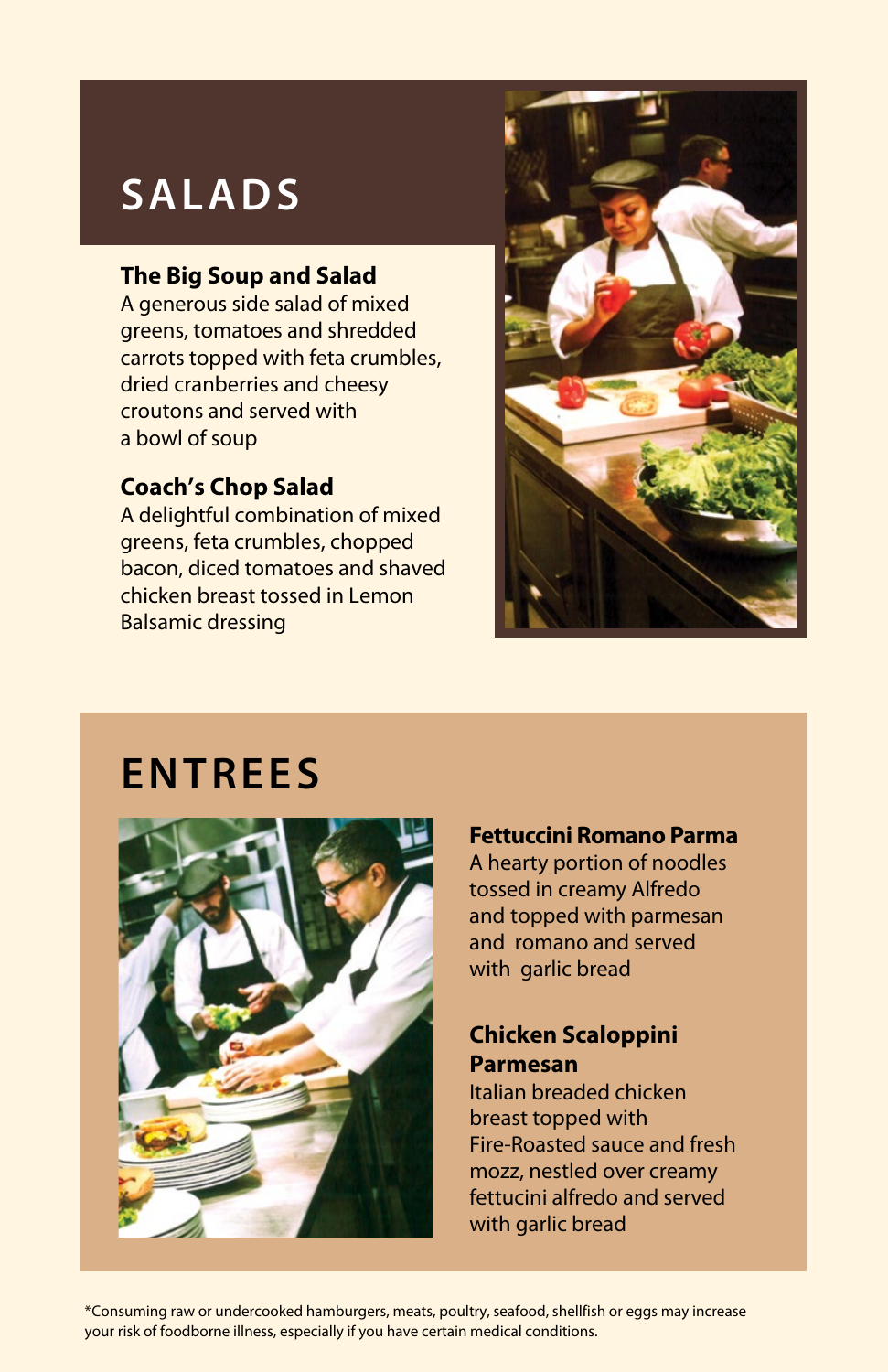# SALADS

**The Big Soup and Salad**
A generous side salad of mixed greens, tomatoes and shredded carrots topped with feta crumbles, dried cranberries and cheesy croutons and served with a bowl of soup

**Coach's Chop Salad**
A delightful combination of mixed greens, feta crumbles, chopped bacon, diced tomatoes and shaved chicken breast tossed in Lemon Balsamic dressing

# ENTREES

**Fettuccini Romano Parma**
A hearty portion of noodles tossed in creamy Alfredo and topped with parmesan and romano and served with garlic bread

**Chicken Scaloppini Parmesan**
Italian breaded chicken breast topped with Fire-Roasted sauce and fresh mozz, nestled over creamy fettucini alfredo and served with garlic bread

*Consuming raw or undercooked hamburgers, meats, poultry, seafood, shellfish or eggs may increase your risk of foodborne illness, especially if you have certain medical conditions.